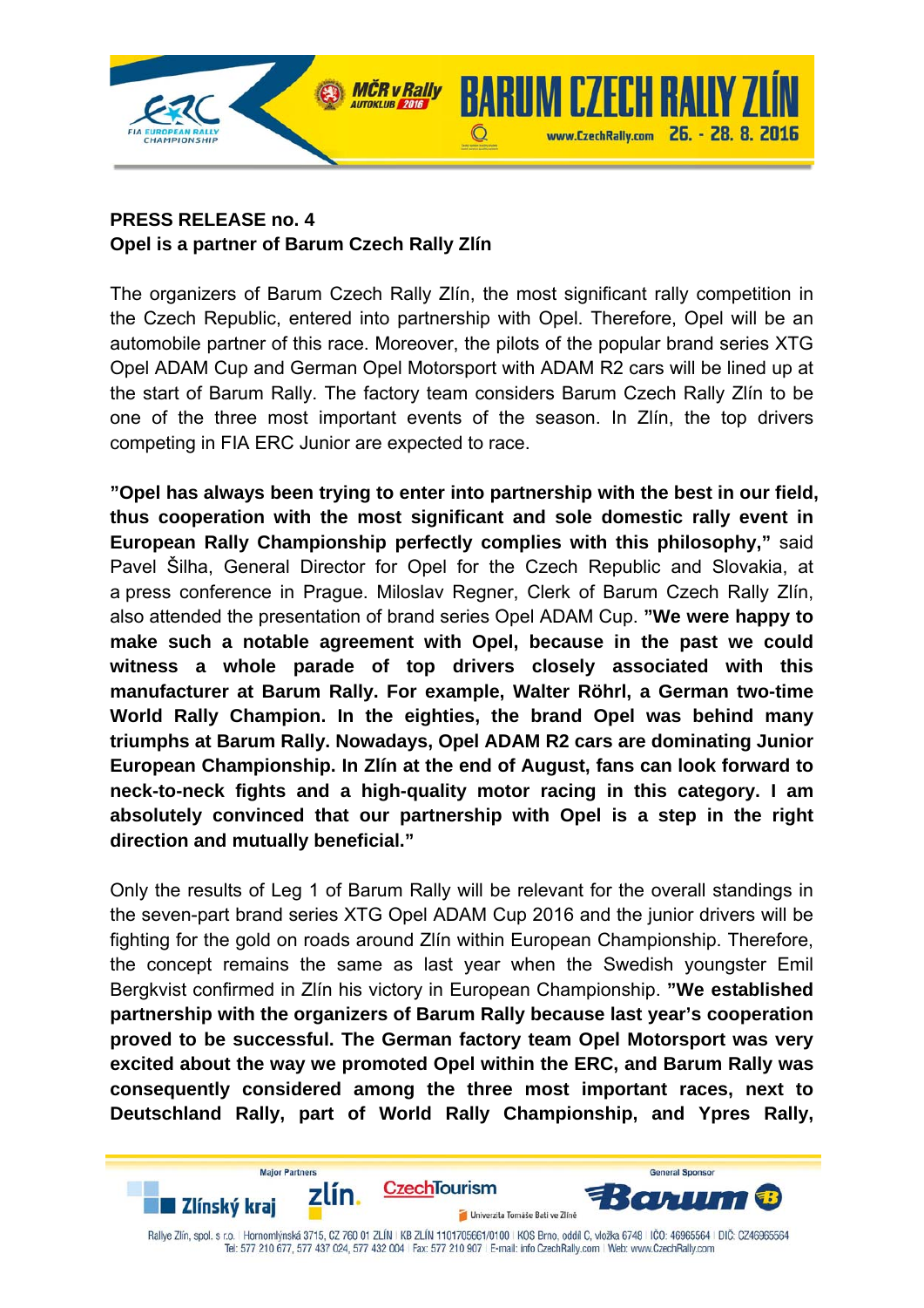**PRESS RELEASE no. 4**
**Opel is a partner of Barum Czech Rally Zlín**

The organizers of Barum Czech Rally Zlín, the most significant rally competition in the Czech Republic, entered into partnership with Opel. Therefore, Opel will be an automobile partner of this race. Moreover, the pilots of the popular brand series XTG Opel ADAM Cup and German Opel Motorsport with ADAM R2 cars will be lined up at the start of Barum Rally. The factory team considers Barum Czech Rally Zlín to be one of the three most important events of the season. In Zlín, the top drivers competing in FIA ERC Junior are expected to race.

**"Opel has always been trying to enter into partnership with the best in our field, thus cooperation with the most significant and sole domestic rally event in European Rally Championship perfectly complies with this philosophy,"** said Pavel Šilha, General Director for Opel for the Czech Republic and Slovakia, at a press conference in Prague. Miloslav Regner, Clerk of Barum Czech Rally Zlín, also attended the presentation of brand series Opel ADAM Cup. **"We were happy to make such a notable agreement with Opel, because in the past we could witness a whole parade of top drivers closely associated with this manufacturer at Barum Rally. For example, Walter Röhrl, a German two-time World Rally Champion. In the eighties, the brand Opel was behind many triumphs at Barum Rally. Nowadays, Opel ADAM R2 cars are dominating Junior European Championship. In Zlín at the end of August, fans can look forward to neck-to-neck fights and a high-quality motor racing in this category. I am absolutely convinced that our partnership with Opel is a step in the right direction and mutually beneficial."**

Only the results of Leg 1 of Barum Rally will be relevant for the overall standings in the seven-part brand series XTG Opel ADAM Cup 2016 and the junior drivers will be fighting for the gold on roads around Zlín within European Championship. Therefore, the concept remains the same as last year when the Swedish youngster Emil Bergkvist confirmed in Zlín his victory in European Championship. **"We established partnership with the organizers of Barum Rally because last year's cooperation proved to be successful. The German factory team Opel Motorsport was very excited about the way we promoted Opel within the ERC, and Barum Rally was consequently considered among the three most important races, next to Deutschland Rally, part of World Rally Championship, and Ypres Rally,**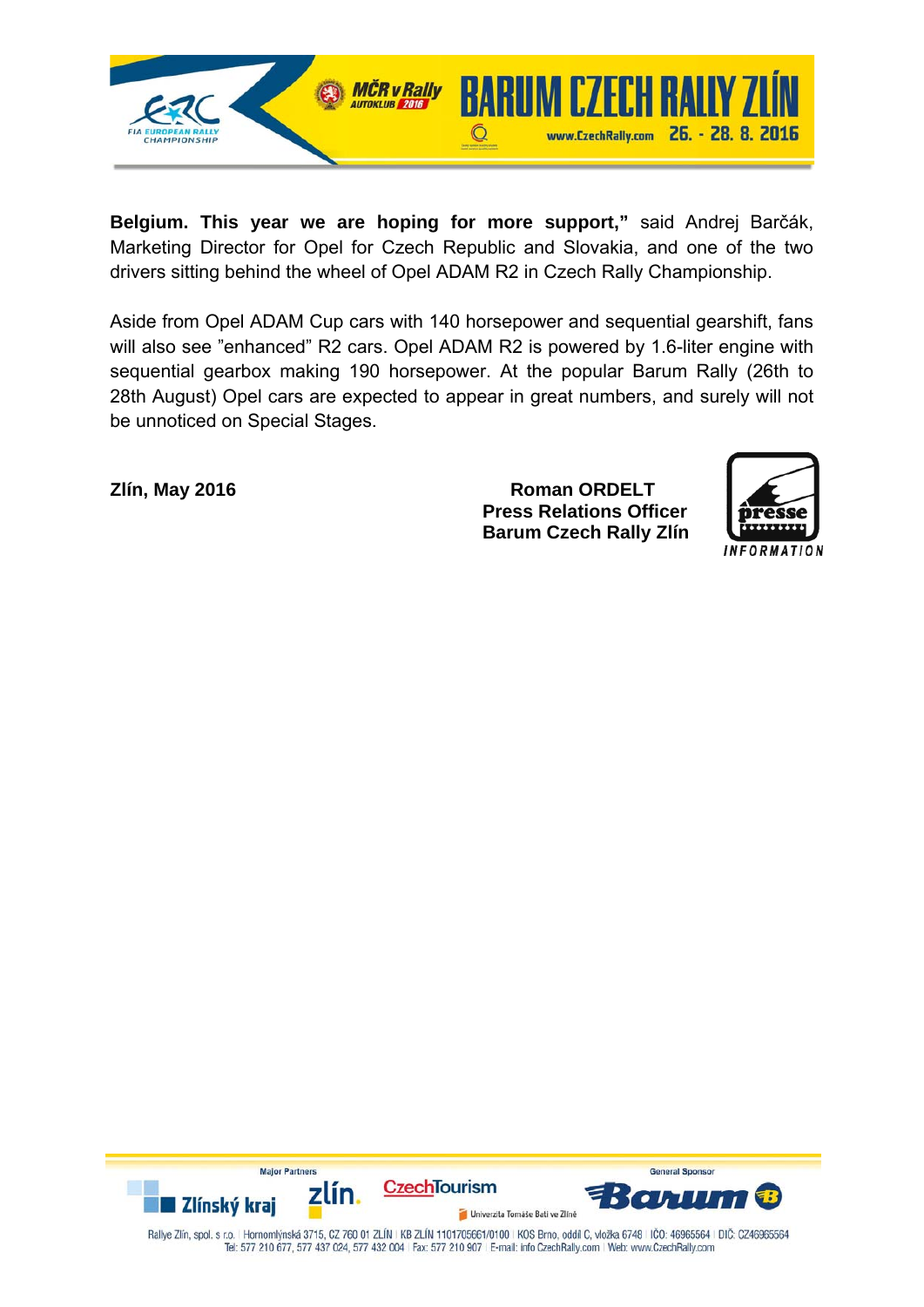**Belgium. This year we are hoping for more support,"** said Andrej Barčák, Marketing Director for Opel for Czech Republic and Slovakia, and one of the two drivers sitting behind the wheel of Opel ADAM R2 in Czech Rally Championship.

Aside from Opel ADAM Cup cars with 140 horsepower and sequential gearshift, fans will also see "enhanced" R2 cars. Opel ADAM R2 is powered by 1.6-liter engine with sequential gearbox making 190 horsepower. At the popular Barum Rally (26th to 28th August) Opel cars are expected to appear in great numbers, and surely will not be unnoticed on Special Stages.

**Zlín, May 2016**

**Roman ORDELT**
**Press Relations Officer**
**Barum Czech Rally Zlín**